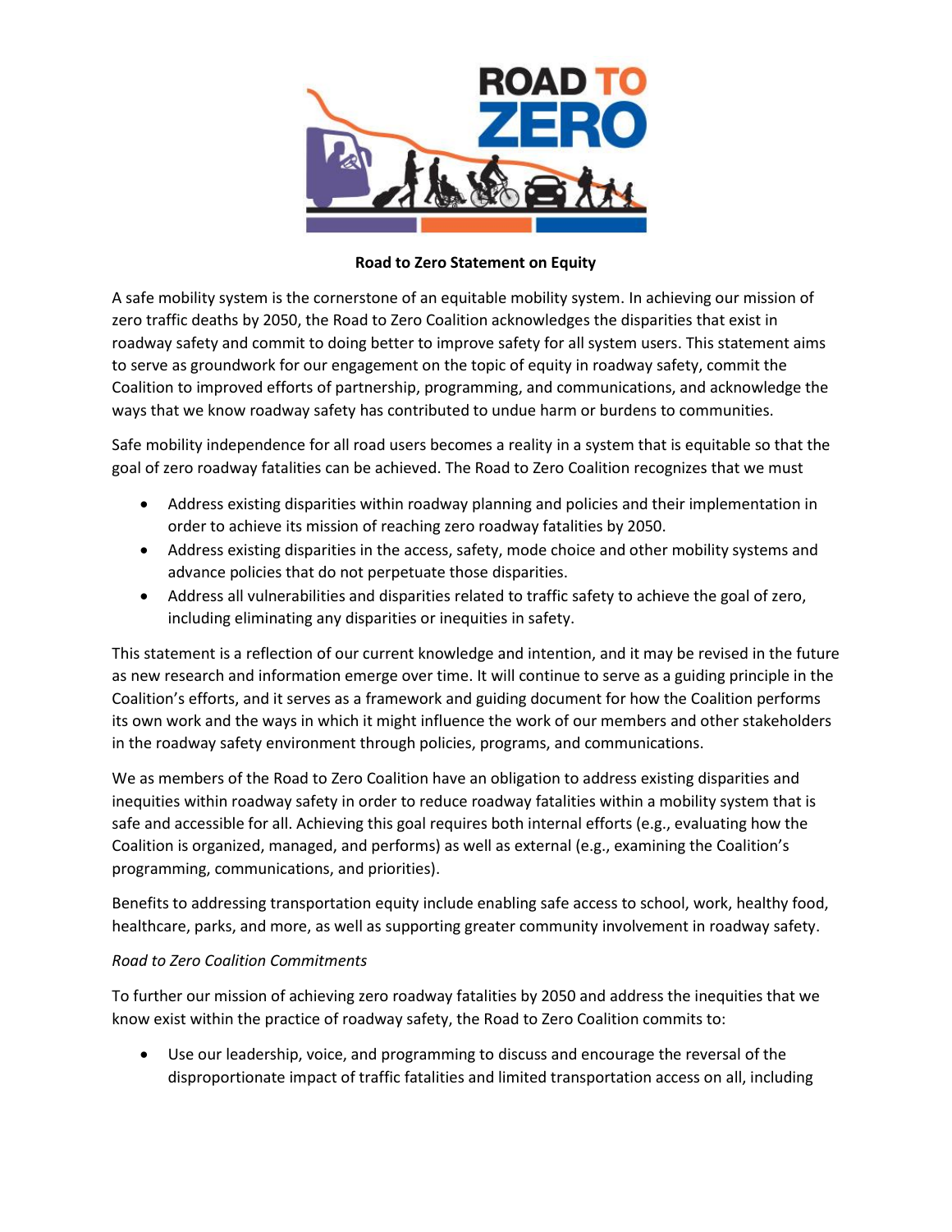**Road to Zero Statement on Equity**

A safe mobility system is the cornerstone of an equitable mobility system. In achieving our mission of zero traffic deaths by 2050, the Road to Zero Coalition acknowledges the disparities that exist in roadway safety and commit to doing better to improve safety for all system users. This statement aims to serve as groundwork for our engagement on the topic of equity in roadway safety, commit the Coalition to improved efforts of partnership, programming, and communications, and acknowledge the ways that we know roadway safety has contributed to undue harm or burdens to communities.

Safe mobility independence for all road users becomes a reality in a system that is equitable so that the goal of zero roadway fatalities can be achieved. The Road to Zero Coalition recognizes that we must

- Address existing disparities within roadway planning and policies and their implementation in order to achieve its mission of reaching zero roadway fatalities by 2050.
- Address existing disparities in the access, safety, mode choice and other mobility systems and advance policies that do not perpetuate those disparities.
- Address all vulnerabilities and disparities related to traffic safety to achieve the goal of zero, including eliminating any disparities or inequities in safety.

This statement is a reflection of our current knowledge and intention, and it may be revised in the future as new research and information emerge over time. It will continue to serve as a guiding principle in the Coalition's efforts, and it serves as a framework and guiding document for how the Coalition performs its own work and the ways in which it might influence the work of our members and other stakeholders in the roadway safety environment through policies, programs, and communications.

We as members of the Road to Zero Coalition have an obligation to address existing disparities and inequities within roadway safety in order to reduce roadway fatalities within a mobility system that is safe and accessible for all. Achieving this goal requires both internal efforts (e.g., evaluating how the Coalition is organized, managed, and performs) as well as external (e.g., examining the Coalition's programming, communications, and priorities).

Benefits to addressing transportation equity include enabling safe access to school, work, healthy food, healthcare, parks, and more, as well as supporting greater community involvement in roadway safety.

*Road to Zero Coalition Commitments*

To further our mission of achieving zero roadway fatalities by 2050 and address the inequities that we know exist within the practice of roadway safety, the Road to Zero Coalition commits to:

- Use our leadership, voice, and programming to discuss and encourage the reversal of the disproportionate impact of traffic fatalities and limited transportation access on all, including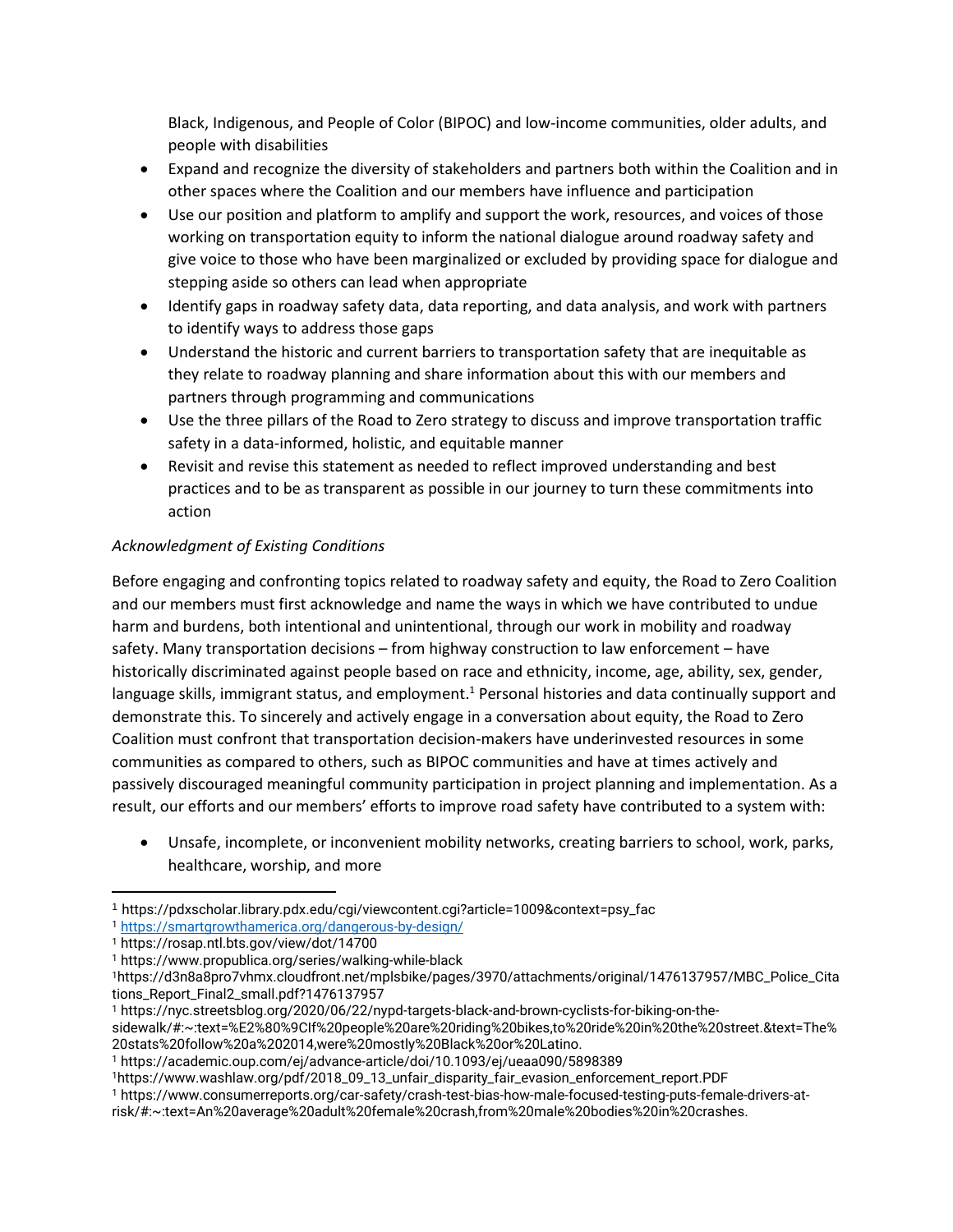Black, Indigenous, and People of Color (BIPOC) and low-income communities, older adults, and people with disabilities

- Expand and recognize the diversity of stakeholders and partners both within the Coalition and in other spaces where the Coalition and our members have influence and participation
- Use our position and platform to amplify and support the work, resources, and voices of those working on transportation equity to inform the national dialogue around roadway safety and give voice to those who have been marginalized or excluded by providing space for dialogue and stepping aside so others can lead when appropriate
- Identify gaps in roadway safety data, data reporting, and data analysis, and work with partners to identify ways to address those gaps
- Understand the historic and current barriers to transportation safety that are inequitable as they relate to roadway planning and share information about this with our members and partners through programming and communications
- Use the three pillars of the Road to Zero strategy to discuss and improve transportation traffic safety in a data-informed, holistic, and equitable manner
- Revisit and revise this statement as needed to reflect improved understanding and best practices and to be as transparent as possible in our journey to turn these commitments into action

*Acknowledgment of Existing Conditions*

Before engaging and confronting topics related to roadway safety and equity, the Road to Zero Coalition and our members must first acknowledge and name the ways in which we have contributed to undue harm and burdens, both intentional and unintentional, through our work in mobility and roadway safety. Many transportation decisions – from highway construction to law enforcement – have historically discriminated against people based on race and ethnicity, income, age, ability, sex, gender, language skills, immigrant status, and employment.[1] Personal histories and data continually support and demonstrate this. To sincerely and actively engage in a conversation about equity, the Road to Zero Coalition must confront that transportation decision-makers have underinvested resources in some communities as compared to others, such as BIPOC communities and have at times actively and passively discouraged meaningful community participation in project planning and implementation. As a result, our efforts and our members' efforts to improve road safety have contributed to a system with:

- Unsafe, incomplete, or inconvenient mobility networks, creating barriers to school, work, parks, healthcare, worship, and more

---

[1] https://pdxscholar.library.pdx.edu/cgi/viewcontent.cgi?article=1009&context=psy_fac
[1] https://smartgrowthamerica.org/dangerous-by-design/
[1] https://rosap.ntl.bts.gov/view/dot/14700
[1] https://www.propublica.org/series/walking-while-black
[1]https://d3n8a8pro7vhmx.cloudfront.net/mplsbike/pages/3970/attachments/original/1476137957/MBC_Police_Citations_Report_Final2_small.pdf?1476137957
[1] https://nyc.streetsblog.org/2020/06/22/nypd-targets-black-and-brown-cyclists-for-biking-on-the-sidewalk/#:~:text=%E2%80%9CIf%20people%20are%20riding%20bikes,to%20ride%20in%20the%20street.&text=The%20stats%20follow%20a%202014,were%20mostly%20Black%20or%20Latino.
[1] https://academic.oup.com/ej/advance-article/doi/10.1093/ej/ueaa090/5898389
[1]https://www.washlaw.org/pdf/2018_09_13_unfair_disparity_fair_evasion_enforcement_report.PDF
[1] https://www.consumerreports.org/car-safety/crash-test-bias-how-male-focused-testing-puts-female-drivers-at-risk/#:~:text=An%20average%20adult%20female%20crash,from%20male%20bodies%20in%20crashes.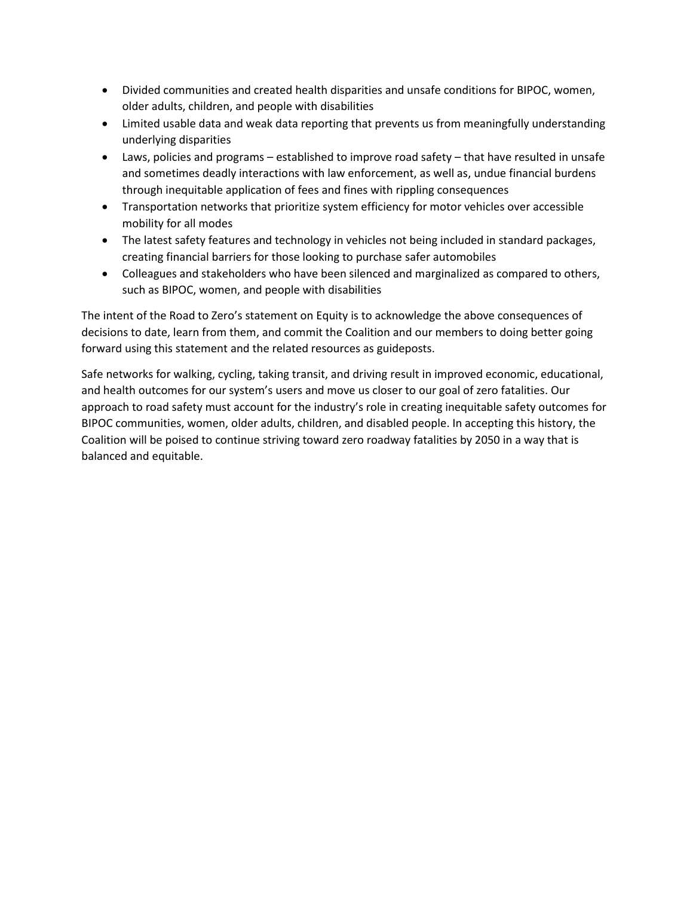- Divided communities and created health disparities and unsafe conditions for BIPOC, women, older adults, children, and people with disabilities
- Limited usable data and weak data reporting that prevents us from meaningfully understanding underlying disparities
- Laws, policies and programs – established to improve road safety – that have resulted in unsafe and sometimes deadly interactions with law enforcement, as well as, undue financial burdens through inequitable application of fees and fines with rippling consequences
- Transportation networks that prioritize system efficiency for motor vehicles over accessible mobility for all modes
- The latest safety features and technology in vehicles not being included in standard packages, creating financial barriers for those looking to purchase safer automobiles
- Colleagues and stakeholders who have been silenced and marginalized as compared to others, such as BIPOC, women, and people with disabilities

The intent of the Road to Zero's statement on Equity is to acknowledge the above consequences of decisions to date, learn from them, and commit the Coalition and our members to doing better going forward using this statement and the related resources as guideposts.

Safe networks for walking, cycling, taking transit, and driving result in improved economic, educational, and health outcomes for our system's users and move us closer to our goal of zero fatalities. Our approach to road safety must account for the industry's role in creating inequitable safety outcomes for BIPOC communities, women, older adults, children, and disabled people. In accepting this history, the Coalition will be poised to continue striving toward zero roadway fatalities by 2050 in a way that is balanced and equitable.